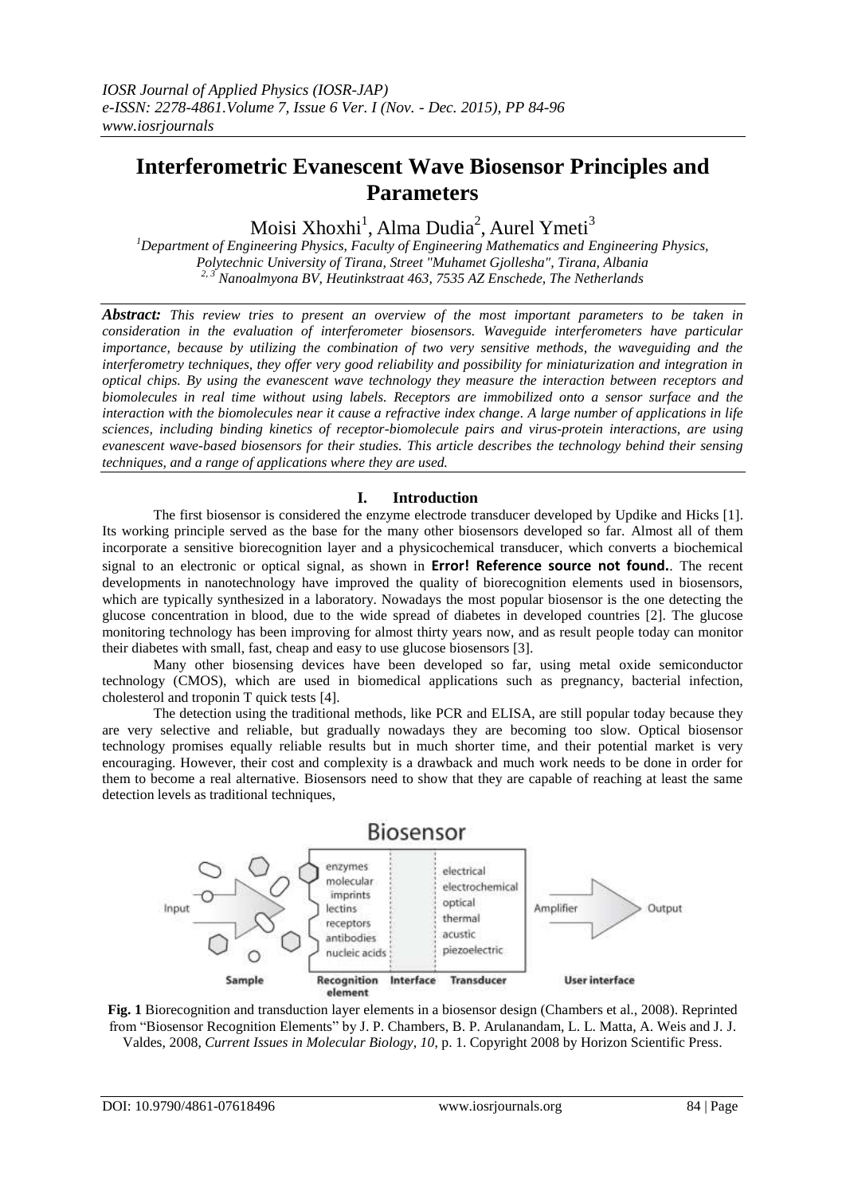# Interferometric Evanescent Wave Biosensor Principles and Parameters

Moisi Xhoxhi[1], Alma Dudia[2], Aurel Ymeti[3]

[1]Department of Engineering Physics, Faculty of Engineering Mathematics and Engineering Physics, Polytechnic University of Tirana, Street "Muhamet Gjollesha", Tirana, Albania
[2, 3]Nanoalmyona BV, Heutinkstraat 463, 7535 AZ Enschede, The Netherlands

***Abstract:*** *This review tries to present an overview of the most important parameters to be taken in consideration in the evaluation of interferometer biosensors. Waveguide interferometers have particular importance, because by utilizing the combination of two very sensitive methods, the waveguiding and the interferometry techniques, they offer very good reliability and possibility for miniaturization and integration in optical chips. By using the evanescent wave technology they measure the interaction between receptors and biomolecules in real time without using labels. Receptors are immobilized onto a sensor surface and the interaction with the biomolecules near it cause a refractive index change. A large number of applications in life sciences, including binding kinetics of receptor-biomolecule pairs and virus-protein interactions, are using evanescent wave-based biosensors for their studies. This article describes the technology behind their sensing techniques, and a range of applications where they are used.*

## I. Introduction

The first biosensor is considered the enzyme electrode transducer developed by Updike and Hicks [1]. Its working principle served as the base for the many other biosensors developed so far. Almost all of them incorporate a sensitive biorecognition layer and a physicochemical transducer, which converts a biochemical signal to an electronic or optical signal, as shown in **Error! Reference source not found.**. The recent developments in nanotechnology have improved the quality of biorecognition elements used in biosensors, which are typically synthesized in a laboratory. Nowadays the most popular biosensor is the one detecting the glucose concentration in blood, due to the wide spread of diabetes in developed countries [2]. The glucose monitoring technology has been improving for almost thirty years now, and as result people today can monitor their diabetes with small, fast, cheap and easy to use glucose biosensors [3].

Many other biosensing devices have been developed so far, using metal oxide semiconductor technology (CMOS), which are used in biomedical applications such as pregnancy, bacterial infection, cholesterol and troponin T quick tests [4].

The detection using the traditional methods, like PCR and ELISA, are still popular today because they are very selective and reliable, but gradually nowadays they are becoming too slow. Optical biosensor technology promises equally reliable results but in much shorter time, and their potential market is very encouraging. However, their cost and complexity is a drawback and much work needs to be done in order for them to become a real alternative. Biosensors need to show that they are capable of reaching at least the same detection levels as traditional techniques,

**Fig. 1** Biorecognition and transduction layer elements in a biosensor design (Chambers et al., 2008). Reprinted from "Biosensor Recognition Elements" by J. P. Chambers, B. P. Arulanandam, L. L. Matta, A. Weis and J. J. Valdes, 2008, *Current Issues in Molecular Biology, 10*, p. 1. Copyright 2008 by Horizon Scientific Press.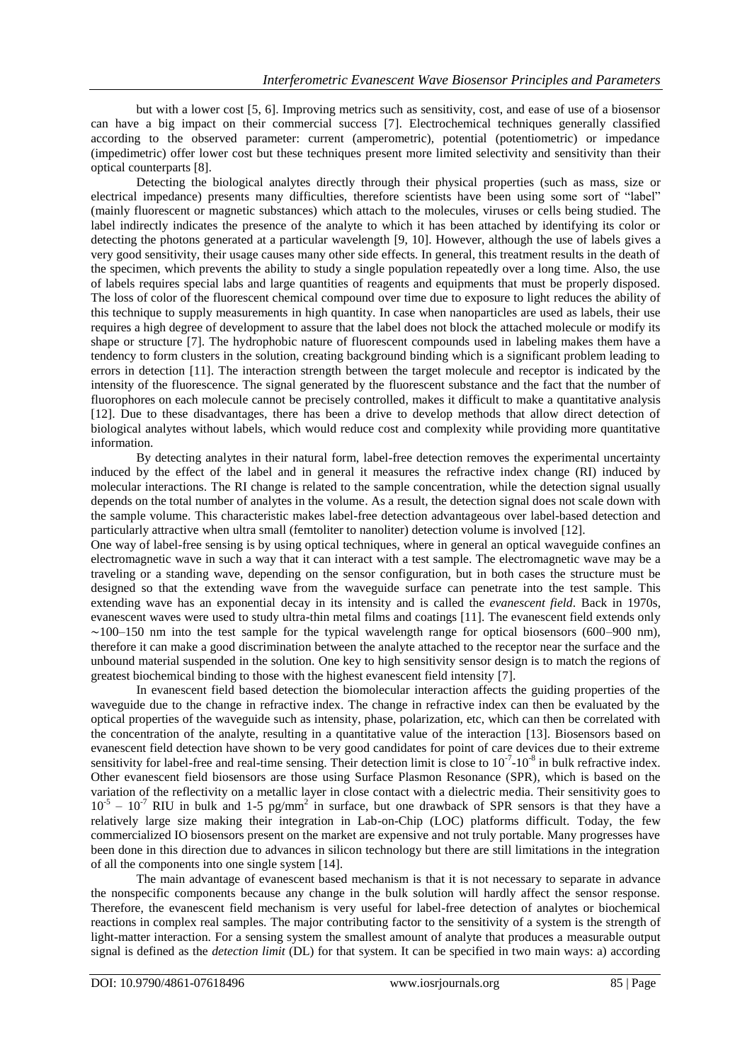but with a lower cost [5, 6]. Improving metrics such as sensitivity, cost, and ease of use of a biosensor can have a big impact on their commercial success [7]. Electrochemical techniques generally classified according to the observed parameter: current (amperometric), potential (potentiometric) or impedance (impedimetric) offer lower cost but these techniques present more limited selectivity and sensitivity than their optical counterparts [8].

Detecting the biological analytes directly through their physical properties (such as mass, size or electrical impedance) presents many difficulties, therefore scientists have been using some sort of "label" (mainly fluorescent or magnetic substances) which attach to the molecules, viruses or cells being studied. The label indirectly indicates the presence of the analyte to which it has been attached by identifying its color or detecting the photons generated at a particular wavelength [9, 10]. However, although the use of labels gives a very good sensitivity, their usage causes many other side effects. In general, this treatment results in the death of the specimen, which prevents the ability to study a single population repeatedly over a long time. Also, the use of labels requires special labs and large quantities of reagents and equipments that must be properly disposed. The loss of color of the fluorescent chemical compound over time due to exposure to light reduces the ability of this technique to supply measurements in high quantity. In case when nanoparticles are used as labels, their use requires a high degree of development to assure that the label does not block the attached molecule or modify its shape or structure [7]. The hydrophobic nature of fluorescent compounds used in labeling makes them have a tendency to form clusters in the solution, creating background binding which is a significant problem leading to errors in detection [11]. The interaction strength between the target molecule and receptor is indicated by the intensity of the fluorescence. The signal generated by the fluorescent substance and the fact that the number of fluorophores on each molecule cannot be precisely controlled, makes it difficult to make a quantitative analysis [12]. Due to these disadvantages, there has been a drive to develop methods that allow direct detection of biological analytes without labels, which would reduce cost and complexity while providing more quantitative information.

By detecting analytes in their natural form, label-free detection removes the experimental uncertainty induced by the effect of the label and in general it measures the refractive index change (RI) induced by molecular interactions. The RI change is related to the sample concentration, while the detection signal usually depends on the total number of analytes in the volume. As a result, the detection signal does not scale down with the sample volume. This characteristic makes label-free detection advantageous over label-based detection and particularly attractive when ultra small (femtoliter to nanoliter) detection volume is involved [12].

One way of label-free sensing is by using optical techniques, where in general an optical waveguide confines an electromagnetic wave in such a way that it can interact with a test sample. The electromagnetic wave may be a traveling or a standing wave, depending on the sensor configuration, but in both cases the structure must be designed so that the extending wave from the waveguide surface can penetrate into the test sample. This extending wave has an exponential decay in its intensity and is called the *evanescent field*. Back in 1970s, evanescent waves were used to study ultra-thin metal films and coatings [11]. The evanescent field extends only ∼100–150 nm into the test sample for the typical wavelength range for optical biosensors (600–900 nm), therefore it can make a good discrimination between the analyte attached to the receptor near the surface and the unbound material suspended in the solution. One key to high sensitivity sensor design is to match the regions of greatest biochemical binding to those with the highest evanescent field intensity [7].

In evanescent field based detection the biomolecular interaction affects the guiding properties of the waveguide due to the change in refractive index. The change in refractive index can then be evaluated by the optical properties of the waveguide such as intensity, phase, polarization, etc, which can then be correlated with the concentration of the analyte, resulting in a quantitative value of the interaction [13]. Biosensors based on evanescent field detection have shown to be very good candidates for point of care devices due to their extreme sensitivity for label-free and real-time sensing. Their detection limit is close to $10^{-7}$-$10^{-8}$ in bulk refractive index. Other evanescent field biosensors are those using Surface Plasmon Resonance (SPR), which is based on the variation of the reflectivity on a metallic layer in close contact with a dielectric media. Their sensitivity goes to $10^{-5}$ – $10^{-7}$ RIU in bulk and 1-5 pg/mm$^2$ in surface, but one drawback of SPR sensors is that they have a relatively large size making their integration in Lab-on-Chip (LOC) platforms difficult. Today, the few commercialized IO biosensors present on the market are expensive and not truly portable. Many progresses have been done in this direction due to advances in silicon technology but there are still limitations in the integration of all the components into one single system [14].

The main advantage of evanescent based mechanism is that it is not necessary to separate in advance the nonspecific components because any change in the bulk solution will hardly affect the sensor response. Therefore, the evanescent field mechanism is very useful for label-free detection of analytes or biochemical reactions in complex real samples. The major contributing factor to the sensitivity of a system is the strength of light-matter interaction. For a sensing system the smallest amount of analyte that produces a measurable output signal is defined as the *detection limit* (DL) for that system. It can be specified in two main ways: a) according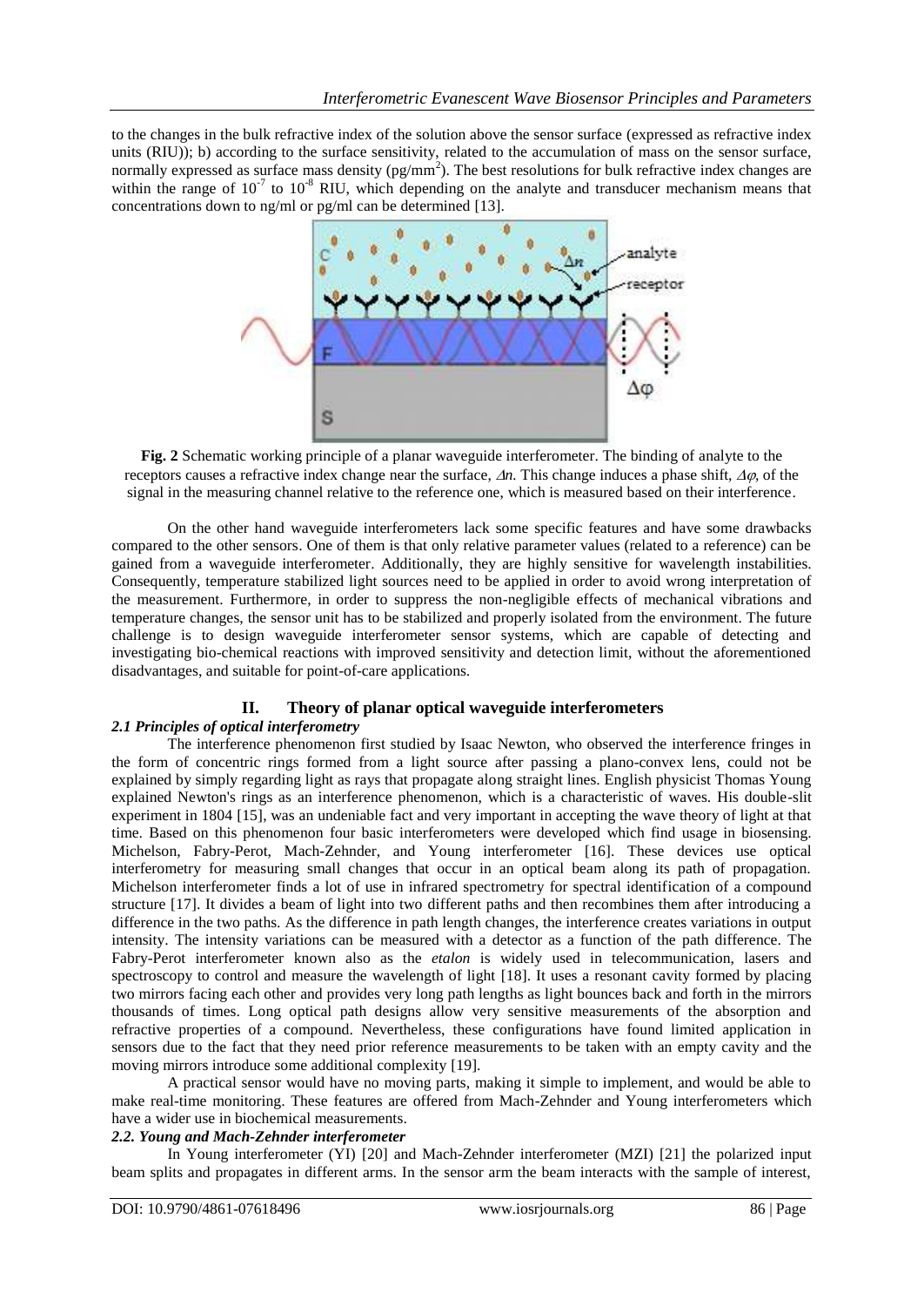to the changes in the bulk refractive index of the solution above the sensor surface (expressed as refractive index units (RIU)); b) according to the surface sensitivity, related to the accumulation of mass on the sensor surface, normally expressed as surface mass density (pg/mm$^2$). The best resolutions for bulk refractive index changes are within the range of $10^{-7}$ to $10^{-8}$ RIU, which depending on the analyte and transducer mechanism means that concentrations down to ng/ml or pg/ml can be determined [13].

**Fig. 2** Schematic working principle of a planar waveguide interferometer. The binding of analyte to the receptors causes a refractive index change near the surface, $\Delta n$. This change induces a phase shift, $\Delta\varphi$, of the signal in the measuring channel relative to the reference one, which is measured based on their interference.

On the other hand waveguide interferometers lack some specific features and have some drawbacks compared to the other sensors. One of them is that only relative parameter values (related to a reference) can be gained from a waveguide interferometer. Additionally, they are highly sensitive for wavelength instabilities. Consequently, temperature stabilized light sources need to be applied in order to avoid wrong interpretation of the measurement. Furthermore, in order to suppress the non-negligible effects of mechanical vibrations and temperature changes, the sensor unit has to be stabilized and properly isolated from the environment. The future challenge is to design waveguide interferometer sensor systems, which are capable of detecting and investigating bio-chemical reactions with improved sensitivity and detection limit, without the aforementioned disadvantages, and suitable for point-of-care applications.

## II. Theory of planar optical waveguide interferometers

### *2.1 Principles of optical interferometry*

The interference phenomenon first studied by Isaac Newton, who observed the interference fringes in the form of concentric rings formed from a light source after passing a plano-convex lens, could not be explained by simply regarding light as rays that propagate along straight lines. English physicist Thomas Young explained Newton's rings as an interference phenomenon, which is a characteristic of waves. His double-slit experiment in 1804 [15], was an undeniable fact and very important in accepting the wave theory of light at that time. Based on this phenomenon four basic interferometers were developed which find usage in biosensing. Michelson, Fabry-Perot, Mach-Zehnder, and Young interferometer [16]. These devices use optical interferometry for measuring small changes that occur in an optical beam along its path of propagation. Michelson interferometer finds a lot of use in infrared spectrometry for spectral identification of a compound structure [17]. It divides a beam of light into two different paths and then recombines them after introducing a difference in the two paths. As the difference in path length changes, the interference creates variations in output intensity. The intensity variations can be measured with a detector as a function of the path difference. The Fabry-Perot interferometer known also as the *etalon* is widely used in telecommunication, lasers and spectroscopy to control and measure the wavelength of light [18]. It uses a resonant cavity formed by placing two mirrors facing each other and provides very long path lengths as light bounces back and forth in the mirrors thousands of times. Long optical path designs allow very sensitive measurements of the absorption and refractive properties of a compound. Nevertheless, these configurations have found limited application in sensors due to the fact that they need prior reference measurements to be taken with an empty cavity and the moving mirrors introduce some additional complexity [19].

A practical sensor would have no moving parts, making it simple to implement, and would be able to make real-time monitoring. These features are offered from Mach-Zehnder and Young interferometers which have a wider use in biochemical measurements.

### *2.2. Young and Mach-Zehnder interferometer*

In Young interferometer (YI) [20] and Mach-Zehnder interferometer (MZI) [21] the polarized input beam splits and propagates in different arms. In the sensor arm the beam interacts with the sample of interest,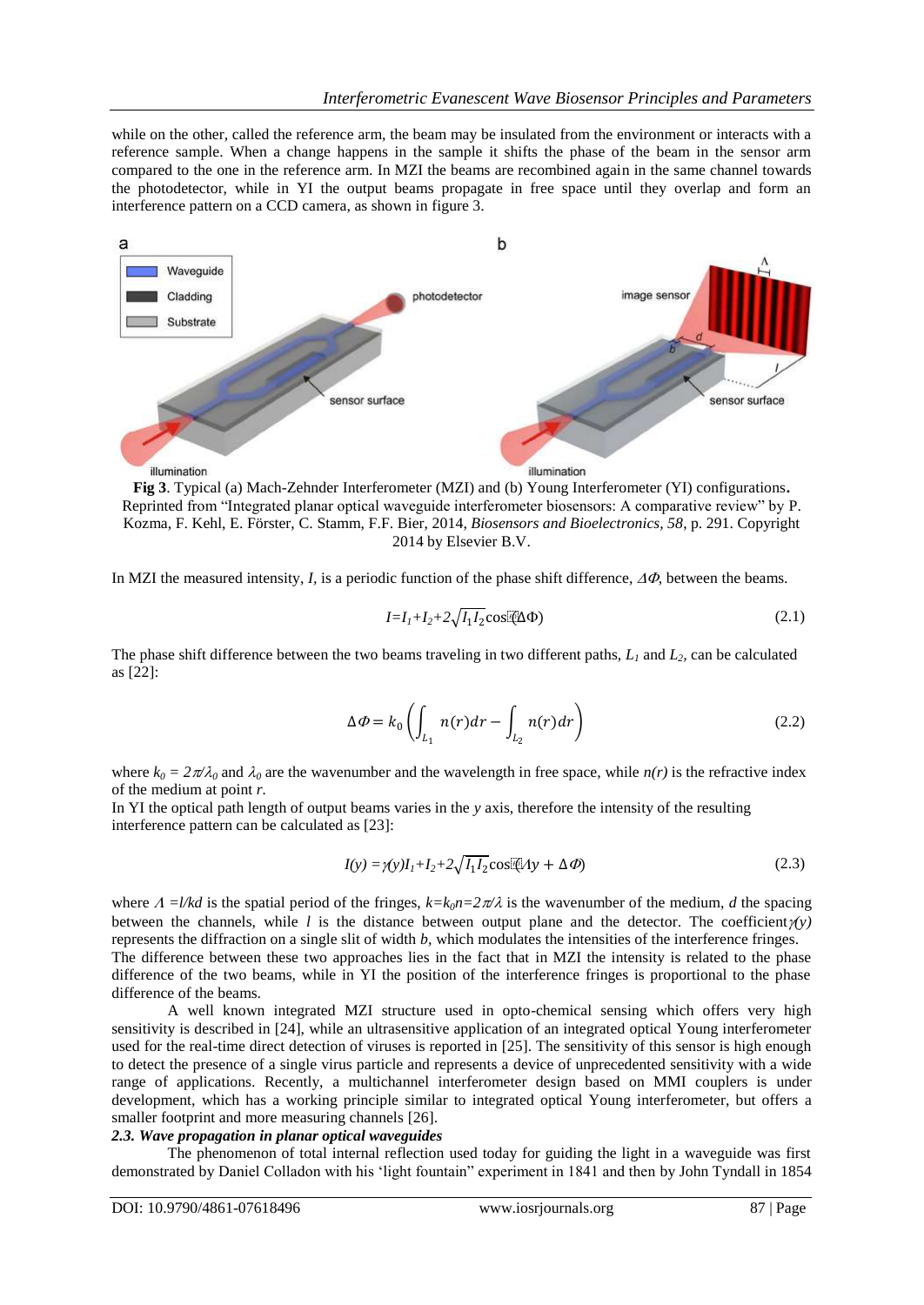while on the other, called the reference arm, the beam may be insulated from the environment or interacts with a reference sample. When a change happens in the sample it shifts the phase of the beam in the sensor arm compared to the one in the reference arm. In MZI the beams are recombined again in the same channel towards the photodetector, while in YI the output beams propagate in free space until they overlap and form an interference pattern on a CCD camera, as shown in figure 3.

**Fig 3**. Typical (a) Mach-Zehnder Interferometer (MZI) and (b) Young Interferometer (YI) configurations**.** Reprinted from "Integrated planar optical waveguide interferometer biosensors: A comparative review" by P. Kozma, F. Kehl, E. Förster, C. Stamm, F.F. Bier, 2014, *Biosensors and Bioelectronics*, *58*, p. 291. Copyright 2014 by Elsevier B.V.

In MZI the measured intensity, $I$, is a periodic function of the phase shift difference, $\Delta\Phi$, between the beams.

$$I = I_1 + I_2 + 2\sqrt{I_1 I_2}\cos(\Delta\Phi) \tag{2.1}$$

The phase shift difference between the two beams traveling in two different paths, $L_1$ and $L_2$, can be calculated as [22]:

$$\Delta\Phi = k_0\left(\int_{L_1} n(r)dr - \int_{L_2} n(r)dr\right) \tag{2.2}$$

where $k_0 = 2\pi/\lambda_0$ and $\lambda_0$ are the wavenumber and the wavelength in free space, while $n(r)$ is the refractive index of the medium at point $r$.
In YI the optical path length of output beams varies in the $y$ axis, therefore the intensity of the resulting interference pattern can be calculated as [23]:

$$I(y) = \gamma(y)I_1 + I_2 + 2\sqrt{I_1 I_2}\cos(\Lambda y + \Delta\Phi) \tag{2.3}$$

where $\Lambda = l/kd$ is the spatial period of the fringes, $k = k_0 n = 2\pi/\lambda$ is the wavenumber of the medium, $d$ the spacing between the channels, while $l$ is the distance between output plane and the detector. The coefficient $\gamma(y)$ represents the diffraction on a single slit of width $b$, which modulates the intensities of the interference fringes.
The difference between these two approaches lies in the fact that in MZI the intensity is related to the phase difference of the two beams, while in YI the position of the interference fringes is proportional to the phase difference of the beams.

A well known integrated MZI structure used in opto-chemical sensing which offers very high sensitivity is described in [24], while an ultrasensitive application of an integrated optical Young interferometer used for the real-time direct detection of viruses is reported in [25]. The sensitivity of this sensor is high enough to detect the presence of a single virus particle and represents a device of unprecedented sensitivity with a wide range of applications. Recently, a multichannel interferometer design based on MMI couplers is under development, which has a working principle similar to integrated optical Young interferometer, but offers a smaller footprint and more measuring channels [26].

### *2.3. Wave propagation in planar optical waveguides*

The phenomenon of total internal reflection used today for guiding the light in a waveguide was first demonstrated by Daniel Colladon with his 'light fountain" experiment in 1841 and then by John Tyndall in 1854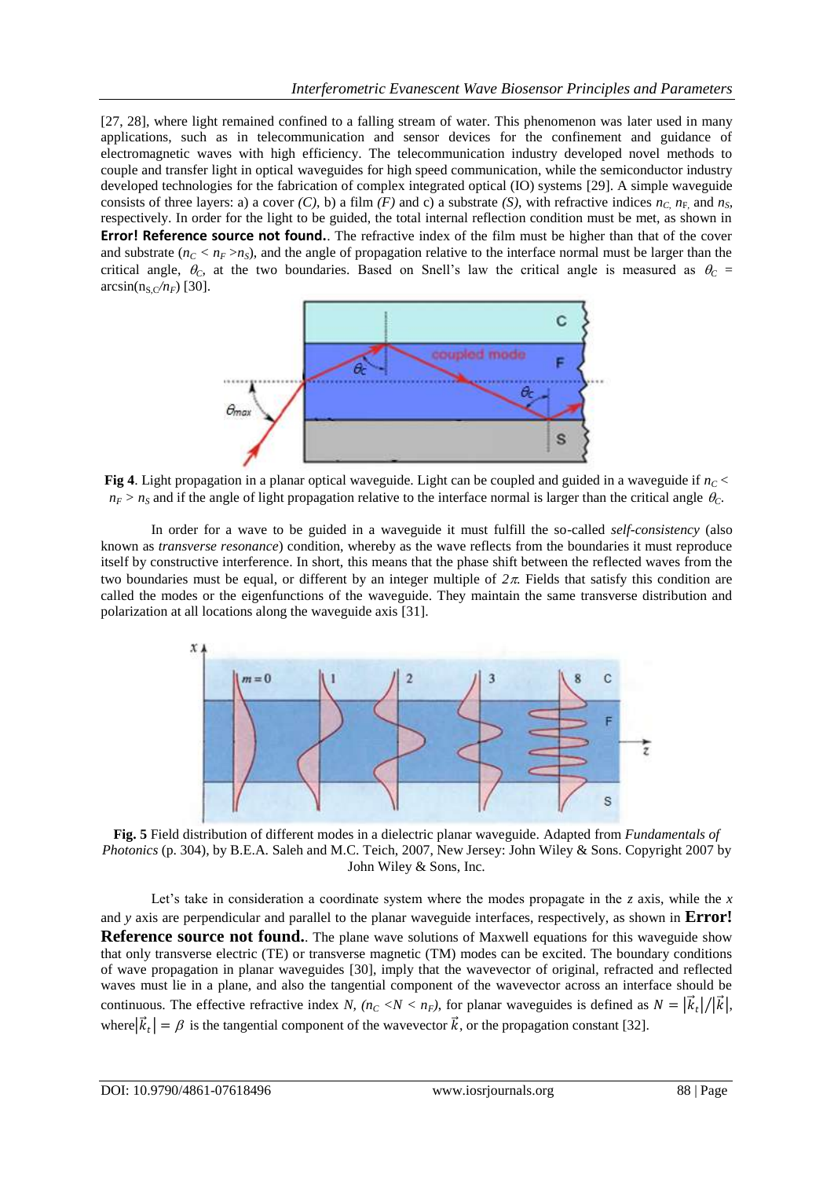[27, 28], where light remained confined to a falling stream of water. This phenomenon was later used in many applications, such as in telecommunication and sensor devices for the confinement and guidance of electromagnetic waves with high efficiency. The telecommunication industry developed novel methods to couple and transfer light in optical waveguides for high speed communication, while the semiconductor industry developed technologies for the fabrication of complex integrated optical (IO) systems [29]. A simple waveguide consists of three layers: a) a cover *(C)*, b) a film *(F)* and c) a substrate *(S)*, with refractive indices $n_C$, $n_F$, and $n_S$, respectively. In order for the light to be guided, the total internal reflection condition must be met, as shown in **Error! Reference source not found.**. The refractive index of the film must be higher than that of the cover and substrate ($n_C < n_F > n_S$), and the angle of propagation relative to the interface normal must be larger than the critical angle, $\theta_C$, at the two boundaries. Based on Snell's law the critical angle is measured as $\theta_C = \arcsin(n_{S,C}/n_F)$ [30].

**Fig 4**. Light propagation in a planar optical waveguide. Light can be coupled and guided in a waveguide if $n_C < n_F > n_S$ and if the angle of light propagation relative to the interface normal is larger than the critical angle $\theta_C$.

In order for a wave to be guided in a waveguide it must fulfill the so-called *self-consistency* (also known as *transverse resonance*) condition, whereby as the wave reflects from the boundaries it must reproduce itself by constructive interference. In short, this means that the phase shift between the reflected waves from the two boundaries must be equal, or different by an integer multiple of $2\pi$. Fields that satisfy this condition are called the modes or the eigenfunctions of the waveguide. They maintain the same transverse distribution and polarization at all locations along the waveguide axis [31].

**Fig. 5** Field distribution of different modes in a dielectric planar waveguide. Adapted from *Fundamentals of Photonics* (p. 304), by B.E.A. Saleh and M.C. Teich, 2007, New Jersey: John Wiley & Sons. Copyright 2007 by John Wiley & Sons, Inc.

Let's take in consideration a coordinate system where the modes propagate in the *z* axis, while the *x* and *y* axis are perpendicular and parallel to the planar waveguide interfaces, respectively, as shown in **Error! Reference source not found.**. The plane wave solutions of Maxwell equations for this waveguide show that only transverse electric (TE) or transverse magnetic (TM) modes can be excited. The boundary conditions of wave propagation in planar waveguides [30], imply that the wavevector of original, refracted and reflected waves must lie in a plane, and also the tangential component of the wavevector across an interface should be continuous. The effective refractive index *N*, ($n_C < N < n_F$), for planar waveguides is defined as $N = |\vec{k}_t|/|\vec{k}|$, where $|\vec{k}_t| = \beta$ is the tangential component of the wavevector $\vec{k}$, or the propagation constant [32].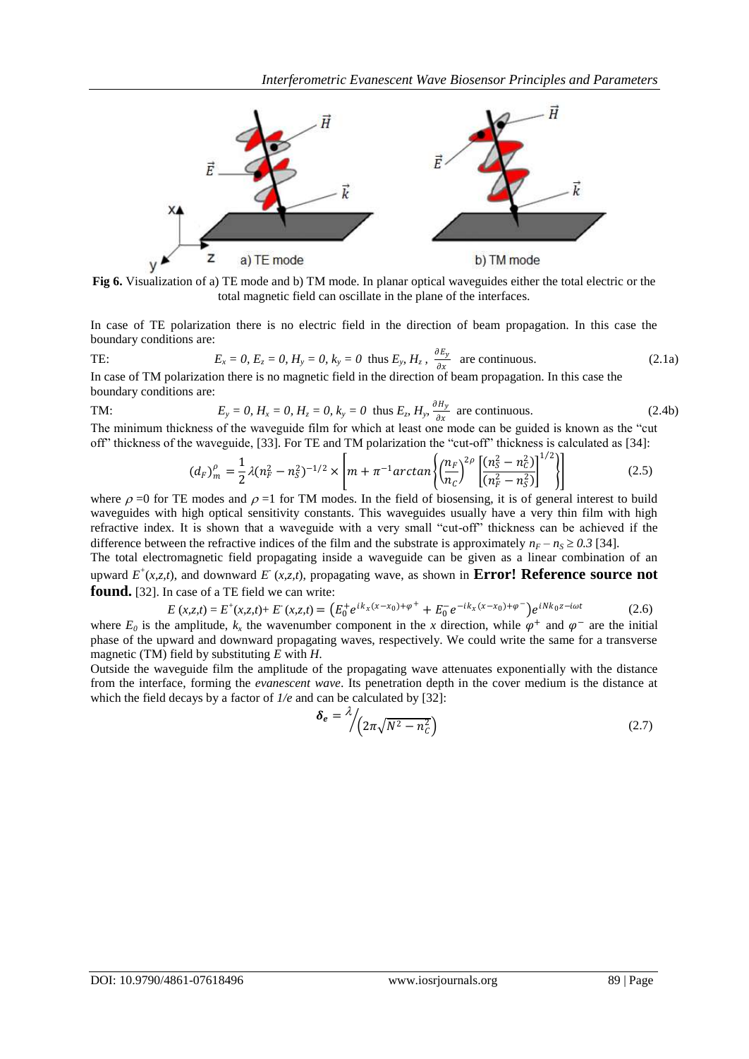**Fig 6.** Visualization of a) TE mode and b) TM mode. In planar optical waveguides either the total electric or the total magnetic field can oscillate in the plane of the interfaces.

In case of TE polarization there is no electric field in the direction of beam propagation. In this case the boundary conditions are:

TE: $$E_x = 0,\ E_z = 0,\ H_y = 0,\ k_y = 0 \text{ thus } E_y,\ H_z,\ \frac{\partial E_y}{\partial x} \text{ are continuous.} \tag{2.1a}$$

In case of TM polarization there is no magnetic field in the direction of beam propagation. In this case the boundary conditions are:

TM: $$E_y = 0,\ H_x = 0,\ H_z = 0,\ k_y = 0 \text{ thus } E_z,\ H_y,\ \frac{\partial H_y}{\partial x} \text{ are continuous.} \tag{2.4b}$$

The minimum thickness of the waveguide film for which at least one mode can be guided is known as the "cut off" thickness of the waveguide, [33]. For TE and TM polarization the "cut-off" thickness is calculated as [34]:

$$(d_F)_m^\rho = \frac{1}{2}\lambda(n_F^2 - n_S^2)^{-1/2} \times \left[m + \pi^{-1}arctan\left\{\left(\frac{n_F}{n_C}\right)^{2\rho}\left[\frac{(n_S^2 - n_C^2)}{(n_F^2 - n_S^2)}\right]^{1/2}\right\}\right] \tag{2.5}$$

where $\rho = 0$ for TE modes and $\rho = 1$ for TM modes. In the field of biosensing, it is of general interest to build waveguides with high optical sensitivity constants. This waveguides usually have a very thin film with high refractive index. It is shown that a waveguide with a very small "cut-off" thickness can be achieved if the difference between the refractive indices of the film and the substrate is approximately $n_F - n_S \geq 0.3$ [34].

The total electromagnetic field propagating inside a waveguide can be given as a linear combination of an upward $E^+(x,z,t)$, and downward $E^-(x,z,t)$, propagating wave, as shown in **Error! Reference source not found.** [32]. In case of a TE field we can write:

$$E(x,z,t) = E^+(x,z,t) + E^-(x,z,t) = \left(E_0^+ e^{ik_x(x-x_0)+\varphi^+} + E_0^- e^{-ik_x(x-x_0)+\varphi^-}\right)e^{iNk_0 z - i\omega t} \tag{2.6}$$

where $E_0$ is the amplitude, $k_x$ the wavenumber component in the $x$ direction, while $\varphi^+$ and $\varphi^-$ are the initial phase of the upward and downward propagating waves, respectively. We could write the same for a transverse magnetic (TM) field by substituting $E$ with $H$.

Outside the waveguide film the amplitude of the propagating wave attenuates exponentially with the distance from the interface, forming the *evanescent wave*. Its penetration depth in the cover medium is the distance at which the field decays by a factor of $1/e$ and can be calculated by [32]:

$$\boldsymbol{\delta_e} = \lambda \Big/ \left(2\pi\sqrt{N^2 - n_C^2}\right) \tag{2.7}$$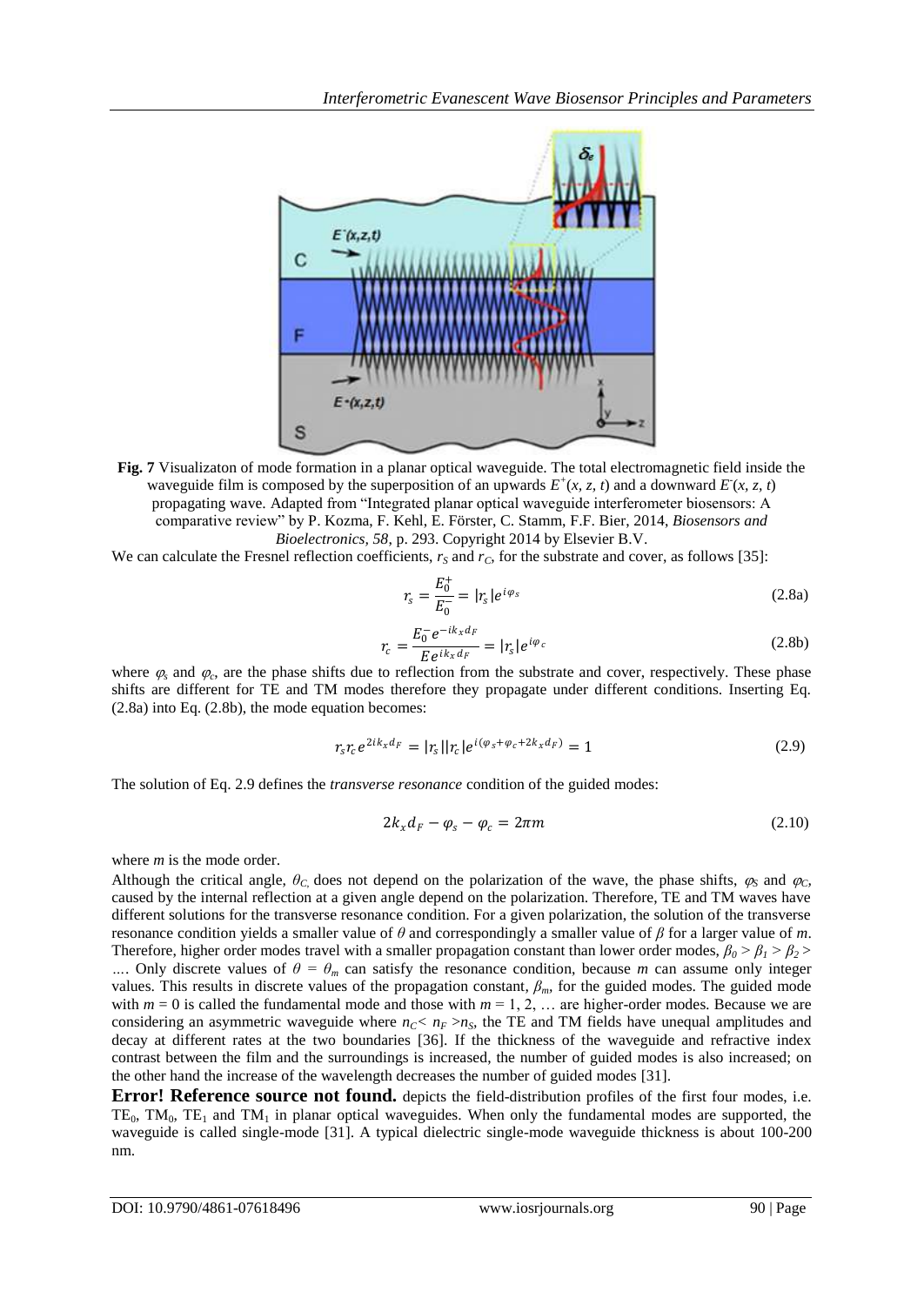**Fig. 7** Visualizaton of mode formation in a planar optical waveguide. The total electromagnetic field inside the waveguide film is composed by the superposition of an upwards $E^{+}(x, z, t)$ and a downward $E^{-}(x, z, t)$ propagating wave. Adapted from "Integrated planar optical waveguide interferometer biosensors: A comparative review" by P. Kozma, F. Kehl, E. Förster, C. Stamm, F.F. Bier, 2014, *Biosensors and Bioelectronics, 58*, p. 293. Copyright 2014 by Elsevier B.V.

We can calculate the Fresnel reflection coefficients, $r_S$ and $r_C$, for the substrate and cover, as follows [35]:

$$r_s = \frac{E_0^+}{E_0^-} = |r_s| e^{i\varphi_s} \tag{2.8a}$$

$$r_c = \frac{E_0^- e^{-ik_x d_F}}{E e^{ik_x d_F}} = |r_s| e^{i\varphi_c} \tag{2.8b}$$

where $\varphi_s$ and $\varphi_c$, are the phase shifts due to reflection from the substrate and cover, respectively. These phase shifts are different for TE and TM modes therefore they propagate under different conditions. Inserting Eq. (2.8a) into Eq. (2.8b), the mode equation becomes:

$$r_s r_c e^{2ik_x d_F} = |r_s||r_c| e^{i(\varphi_s + \varphi_c + 2k_x d_F)} = 1 \tag{2.9}$$

The solution of Eq. 2.9 defines the *transverse resonance* condition of the guided modes:

$$2k_x d_F - \varphi_s - \varphi_c = 2\pi m \tag{2.10}$$

where *m* is the mode order.

Although the critical angle, $\theta_C$, does not depend on the polarization of the wave, the phase shifts, $\varphi_S$ and $\varphi_C$, caused by the internal reflection at a given angle depend on the polarization. Therefore, TE and TM waves have different solutions for the transverse resonance condition. For a given polarization, the solution of the transverse resonance condition yields a smaller value of $\theta$ and correspondingly a smaller value of $\beta$ for a larger value of *m*. Therefore, higher order modes travel with a smaller propagation constant than lower order modes, $\beta_0 > \beta_1 > \beta_2 > \ldots$. Only discrete values of $\theta = \theta_m$ can satisfy the resonance condition, because *m* can assume only integer values. This results in discrete values of the propagation constant, $\beta_m$, for the guided modes. The guided mode with $m = 0$ is called the fundamental mode and those with $m = 1, 2, \ldots$ are higher-order modes. Because we are considering an asymmetric waveguide where $n_C < n_F > n_S$, the TE and TM fields have unequal amplitudes and decay at different rates at the two boundaries [36]. If the thickness of the waveguide and refractive index contrast between the film and the surroundings is increased, the number of guided modes is also increased; on the other hand the increase of the wavelength decreases the number of guided modes [31].

**Error! Reference source not found.** depicts the field-distribution profiles of the first four modes, i.e. $TE_0$, $TM_0$, $TE_1$ and $TM_1$ in planar optical waveguides. When only the fundamental modes are supported, the waveguide is called single-mode [31]. A typical dielectric single-mode waveguide thickness is about 100-200 nm.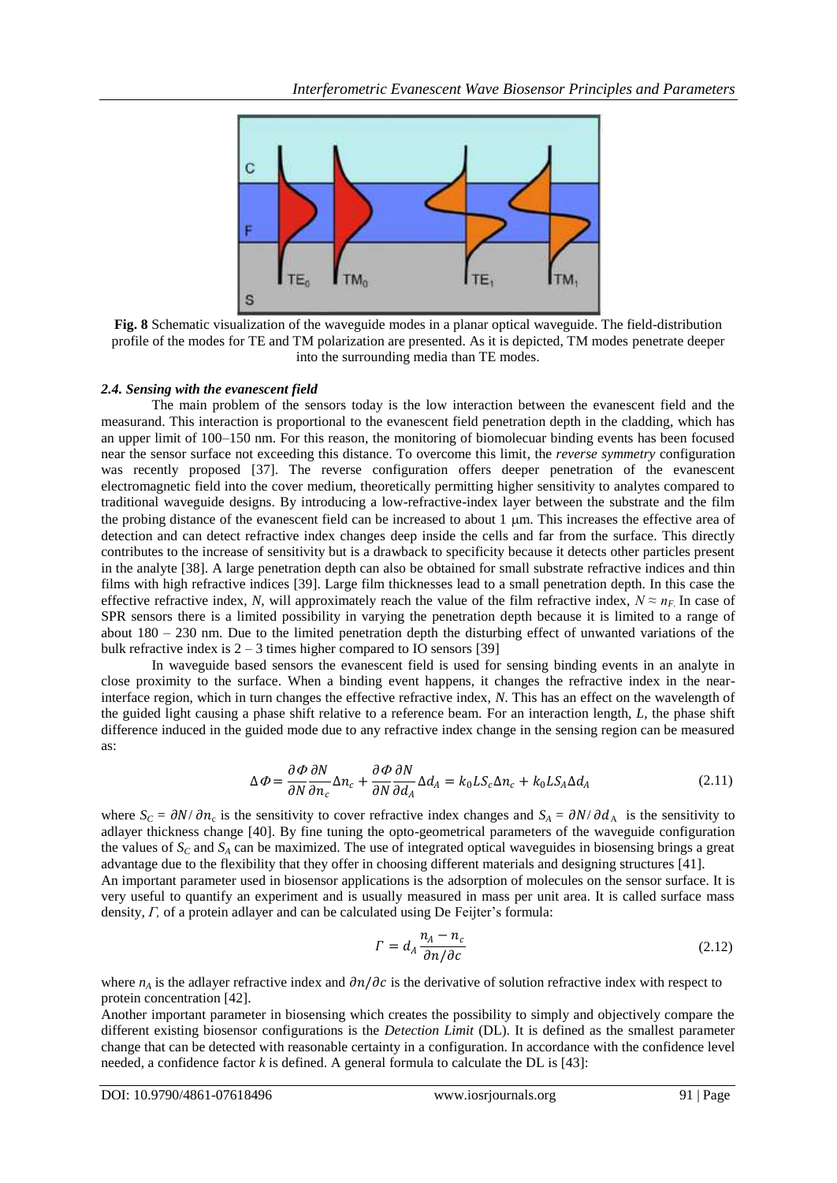**Fig. 8** Schematic visualization of the waveguide modes in a planar optical waveguide. The field-distribution profile of the modes for TE and TM polarization are presented. As it is depicted, TM modes penetrate deeper into the surrounding media than TE modes.

### *2.4. Sensing with the evanescent field*

The main problem of the sensors today is the low interaction between the evanescent field and the measurand. This interaction is proportional to the evanescent field penetration depth in the cladding, which has an upper limit of 100–150 nm. For this reason, the monitoring of biomolecuar binding events has been focused near the sensor surface not exceeding this distance. To overcome this limit, the *reverse symmetry* configuration was recently proposed [37]. The reverse configuration offers deeper penetration of the evanescent electromagnetic field into the cover medium, theoretically permitting higher sensitivity to analytes compared to traditional waveguide designs. By introducing a low-refractive-index layer between the substrate and the film the probing distance of the evanescent field can be increased to about 1 μm. This increases the effective area of detection and can detect refractive index changes deep inside the cells and far from the surface. This directly contributes to the increase of sensitivity but is a drawback to specificity because it detects other particles present in the analyte [38]. A large penetration depth can also be obtained for small substrate refractive indices and thin films with high refractive indices [39]. Large film thicknesses lead to a small penetration depth. In this case the effective refractive index, *N*, will approximately reach the value of the film refractive index, $N \approx n_F$. In case of SPR sensors there is a limited possibility in varying the penetration depth because it is limited to a range of about 180 – 230 nm. Due to the limited penetration depth the disturbing effect of unwanted variations of the bulk refractive index is 2 – 3 times higher compared to IO sensors [39]

In waveguide based sensors the evanescent field is used for sensing binding events in an analyte in close proximity to the surface. When a binding event happens, it changes the refractive index in the near-interface region, which in turn changes the effective refractive index, *N*. This has an effect on the wavelength of the guided light causing a phase shift relative to a reference beam. For an interaction length, *L*, the phase shift difference induced in the guided mode due to any refractive index change in the sensing region can be measured as:

$$\Delta\Phi = \frac{\partial\Phi}{\partial N}\frac{\partial N}{\partial n_c}\Delta n_c + \frac{\partial\Phi}{\partial N}\frac{\partial N}{\partial d_A}\Delta d_A = k_0 L S_c \Delta n_c + k_0 L S_A \Delta d_A \tag{2.11}$$

where $S_C = \partial N/\partial n_c$ is the sensitivity to cover refractive index changes and $S_A = \partial N/\partial d_A$ is the sensitivity to adlayer thickness change [40]. By fine tuning the opto-geometrical parameters of the waveguide configuration the values of $S_C$ and $S_A$ can be maximized. The use of integrated optical waveguides in biosensing brings a great advantage due to the flexibility that they offer in choosing different materials and designing structures [41].

An important parameter used in biosensor applications is the adsorption of molecules on the sensor surface. It is very useful to quantify an experiment and is usually measured in mass per unit area. It is called surface mass density, $\Gamma$, of a protein adlayer and can be calculated using De Feijter's formula:

$$\Gamma = d_A \frac{n_A - n_c}{\partial n/\partial c} \tag{2.12}$$

where $n_A$ is the adlayer refractive index and $\partial n/\partial c$ is the derivative of solution refractive index with respect to protein concentration [42].

Another important parameter in biosensing which creates the possibility to simply and objectively compare the different existing biosensor configurations is the *Detection Limit* (DL). It is defined as the smallest parameter change that can be detected with reasonable certainty in a configuration. In accordance with the confidence level needed, a confidence factor *k* is defined. A general formula to calculate the DL is [43]: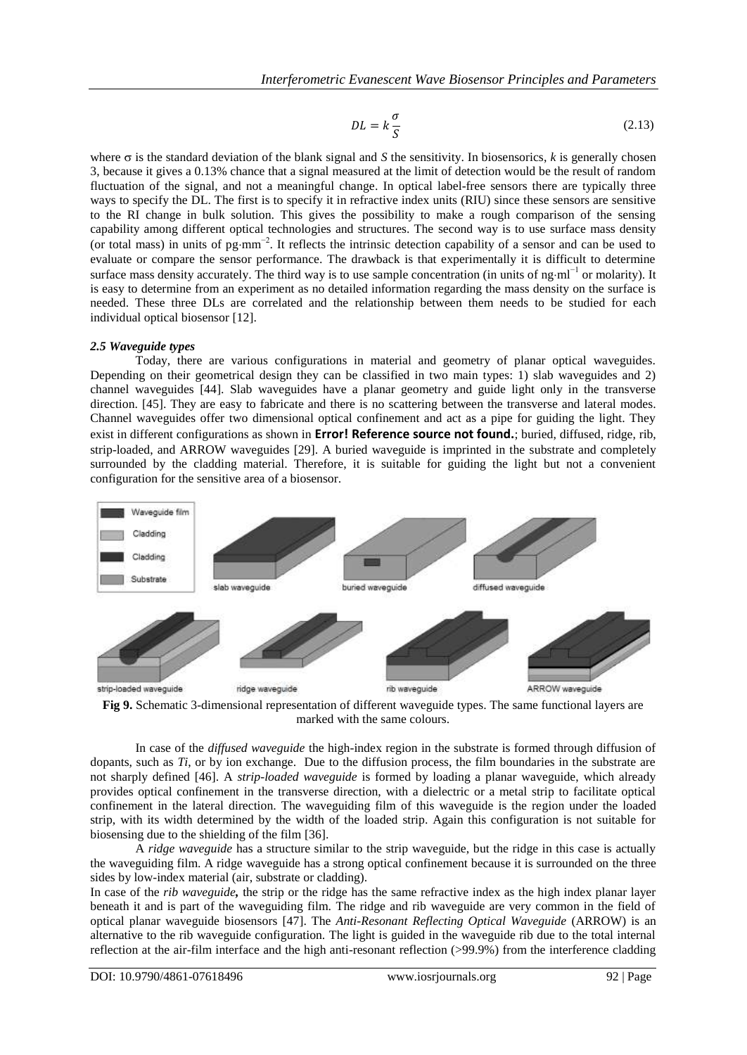$$DL = k\frac{\sigma}{S} \tag{2.13}$$

where σ is the standard deviation of the blank signal and *S* the sensitivity. In biosensorics, *k* is generally chosen 3, because it gives a 0.13% chance that a signal measured at the limit of detection would be the result of random fluctuation of the signal, and not a meaningful change. In optical label-free sensors there are typically three ways to specify the DL. The first is to specify it in refractive index units (RIU) since these sensors are sensitive to the RI change in bulk solution. This gives the possibility to make a rough comparison of the sensing capability among different optical technologies and structures. The second way is to use surface mass density (or total mass) in units of $pg \cdot mm^{-2}$. It reflects the intrinsic detection capability of a sensor and can be used to evaluate or compare the sensor performance. The drawback is that experimentally it is difficult to determine surface mass density accurately. The third way is to use sample concentration (in units of $ng \cdot ml^{-1}$ or molarity). It is easy to determine from an experiment as no detailed information regarding the mass density on the surface is needed. These three DLs are correlated and the relationship between them needs to be studied for each individual optical biosensor [12].

### *2.5 Waveguide types*

Today, there are various configurations in material and geometry of planar optical waveguides. Depending on their geometrical design they can be classified in two main types: 1) slab waveguides and 2) channel waveguides [44]. Slab waveguides have a planar geometry and guide light only in the transverse direction. [45]. They are easy to fabricate and there is no scattering between the transverse and lateral modes. Channel waveguides offer two dimensional optical confinement and act as a pipe for guiding the light. They exist in different configurations as shown in **Error! Reference source not found.**; buried, diffused, ridge, rib, strip-loaded, and ARROW waveguides [29]. A buried waveguide is imprinted in the substrate and completely surrounded by the cladding material. Therefore, it is suitable for guiding the light but not a convenient configuration for the sensitive area of a biosensor.

**Fig 9.** Schematic 3-dimensional representation of different waveguide types. The same functional layers are marked with the same colours.

In case of the *diffused waveguide* the high-index region in the substrate is formed through diffusion of dopants, such as *Ti*, or by ion exchange. Due to the diffusion process, the film boundaries in the substrate are not sharply defined [46]. A *strip-loaded waveguide* is formed by loading a planar waveguide, which already provides optical confinement in the transverse direction, with a dielectric or a metal strip to facilitate optical confinement in the lateral direction. The waveguiding film of this waveguide is the region under the loaded strip, with its width determined by the width of the loaded strip. Again this configuration is not suitable for biosensing due to the shielding of the film [36].

A *ridge waveguide* has a structure similar to the strip waveguide, but the ridge in this case is actually the waveguiding film. A ridge waveguide has a strong optical confinement because it is surrounded on the three sides by low-index material (air, substrate or cladding).

In case of the ***rib waveguide*****,** the strip or the ridge has the same refractive index as the high index planar layer beneath it and is part of the waveguiding film. The ridge and rib waveguide are very common in the field of optical planar waveguide biosensors [47]. The *Anti-Resonant Reflecting Optical Waveguide* (ARROW) is an alternative to the rib waveguide configuration. The light is guided in the waveguide rib due to the total internal reflection at the air-film interface and the high anti-resonant reflection (>99.9%) from the interference cladding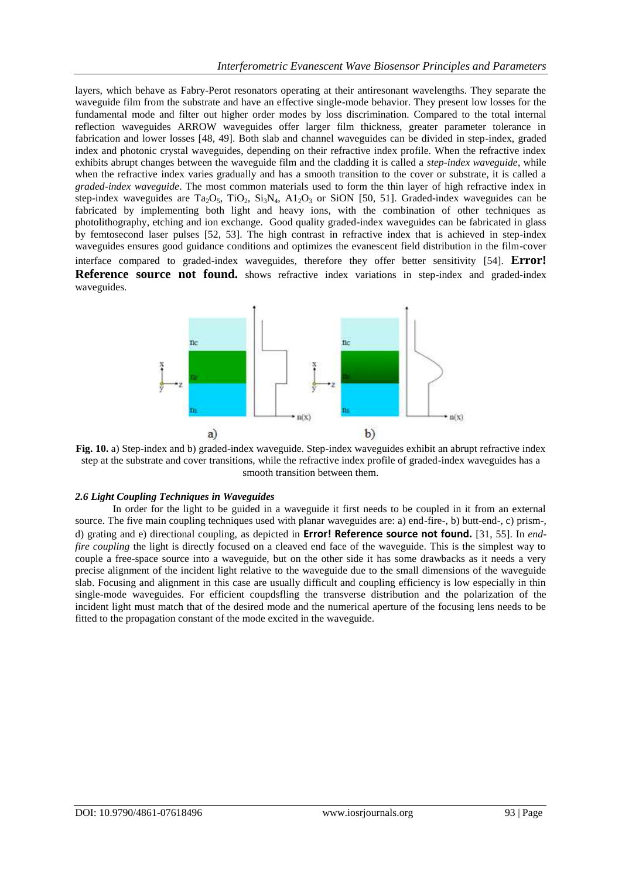layers, which behave as Fabry-Perot resonators operating at their antiresonant wavelengths. They separate the waveguide film from the substrate and have an effective single-mode behavior. They present low losses for the fundamental mode and filter out higher order modes by loss discrimination. Compared to the total internal reflection waveguides ARROW waveguides offer larger film thickness, greater parameter tolerance in fabrication and lower losses [48, 49]. Both slab and channel waveguides can be divided in step-index, graded index and photonic crystal waveguides, depending on their refractive index profile. When the refractive index exhibits abrupt changes between the waveguide film and the cladding it is called a *step-index waveguide*, while when the refractive index varies gradually and has a smooth transition to the cover or substrate, it is called a *graded-index waveguide*. The most common materials used to form the thin layer of high refractive index in step-index waveguides are $Ta_2O_5$, $TiO_2$, $Si_3N_4$, $A1_2O_3$ or SiON [50, 51]. Graded-index waveguides can be fabricated by implementing both light and heavy ions, with the combination of other techniques as photolithography, etching and ion exchange. Good quality graded-index waveguides can be fabricated in glass by femtosecond laser pulses [52, 53]. The high contrast in refractive index that is achieved in step-index waveguides ensures good guidance conditions and optimizes the evanescent field distribution in the film-cover interface compared to graded-index waveguides, therefore they offer better sensitivity [54]. **Error! Reference source not found.** shows refractive index variations in step-index and graded-index waveguides.

**Fig. 10.** a) Step-index and b) graded-index waveguide. Step-index waveguides exhibit an abrupt refractive index step at the substrate and cover transitions, while the refractive index profile of graded-index waveguides has a smooth transition between them.

### *2.6 Light Coupling Techniques in Waveguides*

In order for the light to be guided in a waveguide it first needs to be coupled in it from an external source. The five main coupling techniques used with planar waveguides are: a) end-fire-, b) butt-end-, c) prism-, d) grating and e) directional coupling, as depicted in **Error! Reference source not found.** [31, 55]. In *end-fire coupling* the light is directly focused on a cleaved end face of the waveguide. This is the simplest way to couple a free-space source into a waveguide, but on the other side it has some drawbacks as it needs a very precise alignment of the incident light relative to the waveguide due to the small dimensions of the waveguide slab. Focusing and alignment in this case are usually difficult and coupling efficiency is low especially in thin single-mode waveguides. For efficient coupdsfling the transverse distribution and the polarization of the incident light must match that of the desired mode and the numerical aperture of the focusing lens needs to be fitted to the propagation constant of the mode excited in the waveguide.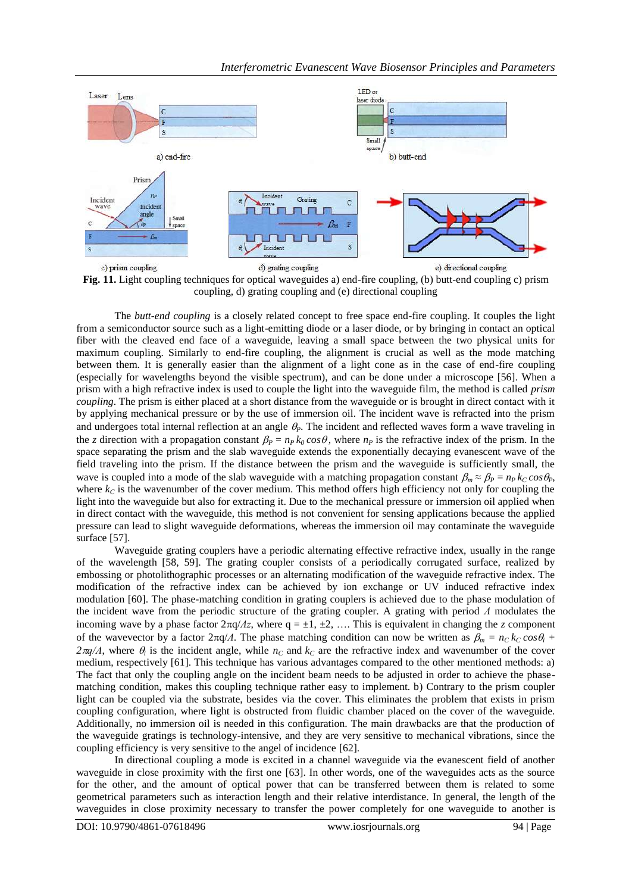**Fig. 11.** Light coupling techniques for optical waveguides a) end-fire coupling, (b) butt-end coupling c) prism coupling, d) grating coupling and (e) directional coupling

The *butt-end coupling* is a closely related concept to free space end-fire coupling. It couples the light from a semiconductor source such as a light-emitting diode or a laser diode, or by bringing in contact an optical fiber with the cleaved end face of a waveguide, leaving a small space between the two physical units for maximum coupling. Similarly to end-fire coupling, the alignment is crucial as well as the mode matching between them. It is generally easier than the alignment of a light cone as in the case of end-fire coupling (especially for wavelengths beyond the visible spectrum), and can be done under a microscope [56]. When a prism with a high refractive index is used to couple the light into the waveguide film, the method is called *prism coupling*. The prism is either placed at a short distance from the waveguide or is brought in direct contact with it by applying mechanical pressure or by the use of immersion oil. The incident wave is refracted into the prism and undergoes total internal reflection at an angle $\theta_P$. The incident and reflected waves form a wave traveling in the *z* direction with a propagation constant $\beta_P = n_P\, k_0 \cos\theta$, where $n_P$ is the refractive index of the prism. In the space separating the prism and the slab waveguide extends the exponentially decaying evanescent wave of the field traveling into the prism. If the distance between the prism and the waveguide is sufficiently small, the wave is coupled into a mode of the slab waveguide with a matching propagation constant $\beta_m \approx \beta_P = n_P\, k_C \cos\theta_P$, where $k_C$ is the wavenumber of the cover medium. This method offers high efficiency not only for coupling the light into the waveguide but also for extracting it. Due to the mechanical pressure or immersion oil applied when in direct contact with the waveguide, this method is not convenient for sensing applications because the applied pressure can lead to slight waveguide deformations, whereas the immersion oil may contaminate the waveguide surface [57].

Waveguide grating couplers have a periodic alternating effective refractive index, usually in the range of the wavelength [58, 59]. The grating coupler consists of a periodically corrugated surface, realized by embossing or photolithographic processes or an alternating modification of the waveguide refractive index. The modification of the refractive index can be achieved by ion exchange or UV induced refractive index modulation [60]. The phase-matching condition in grating couplers is achieved due to the phase modulation of the incident wave from the periodic structure of the grating coupler. A grating with period $\Lambda$ modulates the incoming wave by a phase factor $2\pi q/\Lambda z$, where $q = \pm1, \pm2, \ldots$. This is equivalent in changing the *z* component of the wavevector by a factor $2\pi q/\Lambda$. The phase matching condition can now be written as $\beta_m = n_C\, k_C \cos\theta_i + 2\pi q/\Lambda$, where $\theta_i$ is the incident angle, while $n_C$ and $k_C$ are the refractive index and wavenumber of the cover medium, respectively [61]. This technique has various advantages compared to the other mentioned methods: a) The fact that only the coupling angle on the incident beam needs to be adjusted in order to achieve the phase-matching condition, makes this coupling technique rather easy to implement. b) Contrary to the prism coupler light can be coupled via the substrate, besides via the cover. This eliminates the problem that exists in prism coupling configuration, where light is obstructed from fluidic chamber placed on the cover of the waveguide. Additionally, no immersion oil is needed in this configuration. The main drawbacks are that the production of the waveguide gratings is technology-intensive, and they are very sensitive to mechanical vibrations, since the coupling efficiency is very sensitive to the angel of incidence [62].

In directional coupling a mode is excited in a channel waveguide via the evanescent field of another waveguide in close proximity with the first one [63]. In other words, one of the waveguides acts as the source for the other, and the amount of optical power that can be transferred between them is related to some geometrical parameters such as interaction length and their relative interdistance. In general, the length of the waveguides in close proximity necessary to transfer the power completely for one waveguide to another is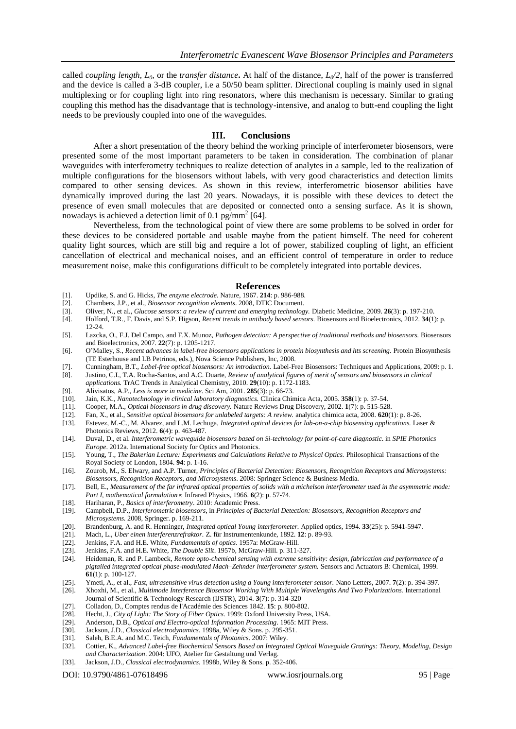called *coupling length, $L_0$*, or the *transfer distance***.** At half of the distance, *$L_0/2$*, half of the power is transferred and the device is called a 3-dB coupler, i.e a 50/50 beam splitter. Directional coupling is mainly used in signal multiplexing or for coupling light into ring resonators, where this mechanism is necessary. Similar to grating coupling this method has the disadvantage that is technology-intensive, and analog to butt-end coupling the light needs to be previously coupled into one of the waveguides.

## III. Conclusions

After a short presentation of the theory behind the working principle of interferometer biosensors, were presented some of the most important parameters to be taken in consideration. The combination of planar waveguides with interferometry techniques to realize detection of analytes in a sample, led to the realization of multiple configurations for the biosensors without labels, with very good characteristics and detection limits compared to other sensing devices. As shown in this review, interferometric biosensor abilities have dynamically improved during the last 20 years. Nowadays, it is possible with these devices to detect the presence of even small molecules that are deposited or connected onto a sensing surface. As it is shown, nowadays is achieved a detection limit of 0.1 pg/mm$^2$ [64].

Nevertheless, from the technological point of view there are some problems to be solved in order for these devices to be considered portable and usable maybe from the patient himself. The need for coherent quality light sources, which are still big and require a lot of power, stabilized coupling of light, an efficient cancellation of electrical and mechanical noises, and an efficient control of temperature in order to reduce measurement noise, make this configurations difficult to be completely integrated into portable devices.

## References

[1]. Updike, S. and G. Hicks, *The enzyme electrode*. Nature, 1967. **214**: p. 986-988.

[2]. Chambers, J.P., et al., *Biosensor recognition elements*. 2008, DTIC Document.

[3]. Oliver, N., et al., *Glucose sensors: a review of current and emerging technology.* Diabetic Medicine, 2009. **26**(3): p. 197-210.

[4]. Holford, T.R., F. Davis, and S.P. Higson, *Recent trends in antibody based sensors.* Biosensors and Bioelectronics, 2012. **34**(1): p. 12-24.

[5]. Lazcka, O., F.J. Del Campo, and F.X. Munoz, *Pathogen detection: A perspective of traditional methods and biosensors.* Biosensors and Bioelectronics, 2007. **22**(7): p. 1205-1217.

[6]. O'Malley, S., *Recent advances in label-free biosensors applications in protein biosynthesis and hts screening.* Protein Biosynthesis (TE Esterhouse and LB Petrinos, eds.), Nova Science Publishers, Inc, 2008.

[7]. Cunningham, B.T., *Label-free optical biosensors: An introduction.* Label-Free Biosensors: Techniques and Applications, 2009: p. 1.

[8]. Justino, C.I., T.A. Rocha-Santos, and A.C. Duarte, *Review of analytical figures of merit of sensors and biosensors in clinical applications.* TrAC Trends in Analytical Chemistry, 2010. **29**(10): p. 1172-1183.

[9]. Alivisatos, A.P., *Less is more in medicine.* Sci Am, 2001. **285**(3): p. 66-73.

[10]. Jain, K.K., *Nanotechnology in clinical laboratory diagnostics.* Clinica Chimica Acta, 2005. **358**(1): p. 37-54.

[11]. Cooper, M.A., *Optical biosensors in drug discovery.* Nature Reviews Drug Discovery, 2002. **1**(7): p. 515-528.

[12]. Fan, X., et al., *Sensitive optical biosensors for unlabeled targets: A review.* analytica chimica acta, 2008. **620**(1): p. 8-26.

[13]. Estevez, M.-C., M. Alvarez, and L.M. Lechuga, *Integrated optical devices for lab-on-a-chip biosensing applications.* Laser & Photonics Reviews, 2012. **6**(4): p. 463-487.

[14]. Duval, D., et al. *Interferometric waveguide biosensors based on Si-technology for point-of-care diagnostic*. in *SPIE Photonics Europe*. 2012a. International Society for Optics and Photonics.

[15]. Young, T., *The Bakerian Lecture: Experiments and Calculations Relative to Physical Optics.* Philosophical Transactions of the Royal Society of London, 1804. **94**: p. 1-16.

[16]. Zourob, M., S. Elwary, and A.P. Turner, *Principles of Bacterial Detection: Biosensors, Recognition Receptors and Microsystems: Biosensors, Recognition Receptors, and Microsystems*. 2008: Springer Science & Business Media.

[17]. Bell, E., *Measurement of the far infrared optical properties of solids with a michelson interferometer used in the asymmetric mode: Part I, mathematical formulation∗.* Infrared Physics, 1966. **6**(2): p. 57-74.

[18]. Hariharan, P., *Basics of interferometry*. 2010: Academic Press.

[19]. Campbell, D.P., *Interferometric biosensors*, in *Principles of Bacterial Detection: Biosensors, Recognition Receptors and Microsystems.* 2008, Springer. p. 169-211.

[20]. Brandenburg, A. and R. Henninger, *Integrated optical Young interferometer.* Applied optics, 1994. **33**(25): p. 5941-5947.

[21]. Mach, L., *Uber einen interferenzrefraktor.* Z. für Instrumentenkunde, 1892. **12**: p. 89-93.

[22]. Jenkins, F.A. and H.E. White, *Fundamentals of optics*. 1957a: McGraw-Hill.

[23]. Jenkins, F.A. and H.E. White, *The Double Slit*. 1957b, McGraw-Hill. p. 311-327.

[24]. Heideman, R. and P. Lambeck, *Remote opto-chemical sensing with extreme sensitivity: design, fabrication and performance of a pigtailed integrated optical phase-modulated Mach–Zehnder interferometer system.* Sensors and Actuators B: Chemical, 1999. **61**(1): p. 100-127.

[25]. Ymeti, A., et al., *Fast, ultrasensitive virus detection using a Young interferometer sensor.* Nano Letters, 2007. **7**(2): p. 394-397.

[26]. Xhoxhi, M., et al., *Multimode Interference Biosensor Working With Multiple Wavelengths And Two Polarizations.* International Journal of Scientific & Technology Research (IJSTR), 2014. **3**(7): p. 314-320

[27]. Colladon, D., Comptes rendus de l'Académie des Sciences 1842. **15**: p. 800-802.

[28]. Hecht, J., *City of Light: The Story of Fiber Optics*. 1999: Oxford University Press, USA.

[29]. Anderson, D.B., *Optical and Electro-optical Information Processing*. 1965: MIT Press.

[30]. Jackson, J.D., *Classical electrodynamics*. 1998a, Wiley & Sons. p. 295-351.

[31]. Saleh, B.E.A. and M.C. Teich, *Fundamentals of Photonics*. 2007: Wiley.

[32]. Cottier, K., *Advanced Label-free Biochemical Sensors Based on Integrated Optical Waveguide Gratings: Theory, Modeling, Design and Characterization*. 2004: UFO, Atelier für Gestaltung und Verlag.

[33]. Jackson, J.D., *Classical electrodynamics*. 1998b, Wiley & Sons. p. 352-406.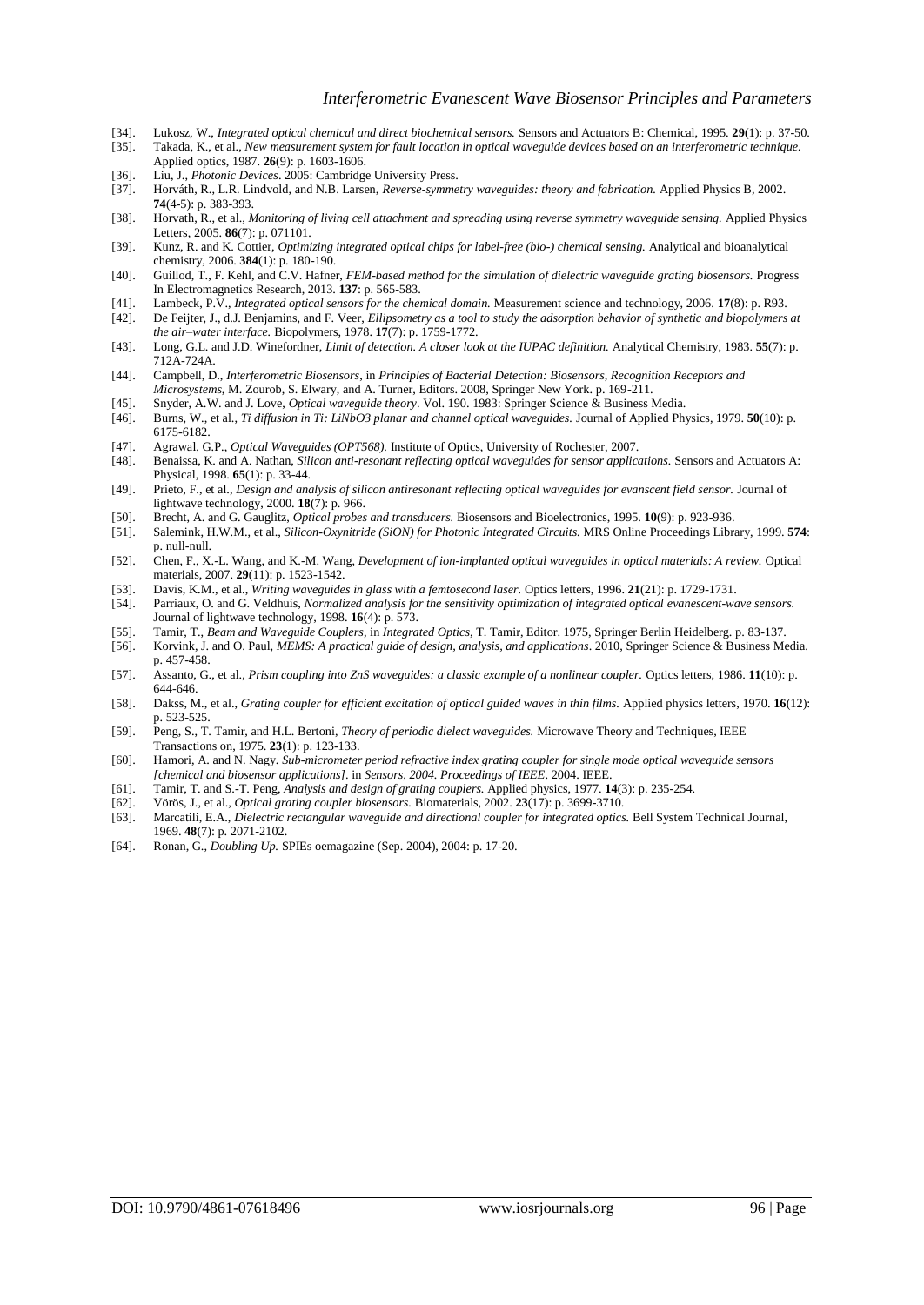[34]. Lukosz, W., *Integrated optical chemical and direct biochemical sensors.* Sensors and Actuators B: Chemical, 1995. **29**(1): p. 37-50.

[35]. Takada, K., et al., *New measurement system for fault location in optical waveguide devices based on an interferometric technique.* Applied optics, 1987. **26**(9): p. 1603-1606.

[36]. Liu, J., *Photonic Devices*. 2005: Cambridge University Press.

[37]. Horváth, R., L.R. Lindvold, and N.B. Larsen, *Reverse-symmetry waveguides: theory and fabrication.* Applied Physics B, 2002. **74**(4-5): p. 383-393.

[38]. Horvath, R., et al., *Monitoring of living cell attachment and spreading using reverse symmetry waveguide sensing.* Applied Physics Letters, 2005. **86**(7): p. 071101.

[39]. Kunz, R. and K. Cottier, *Optimizing integrated optical chips for label-free (bio-) chemical sensing.* Analytical and bioanalytical chemistry, 2006. **384**(1): p. 180-190.

[40]. Guillod, T., F. Kehl, and C.V. Hafner, *FEM-based method for the simulation of dielectric waveguide grating biosensors.* Progress In Electromagnetics Research, 2013. **137**: p. 565-583.

[41]. Lambeck, P.V., *Integrated optical sensors for the chemical domain.* Measurement science and technology, 2006. **17**(8): p. R93.

[42]. De Feijter, J., d.J. Benjamins, and F. Veer, *Ellipsometry as a tool to study the adsorption behavior of synthetic and biopolymers at the air–water interface.* Biopolymers, 1978. **17**(7): p. 1759-1772.

[43]. Long, G.L. and J.D. Winefordner, *Limit of detection. A closer look at the IUPAC definition.* Analytical Chemistry, 1983. **55**(7): p. 712A-724A.

[44]. Campbell, D., *Interferometric Biosensors*, in *Principles of Bacterial Detection: Biosensors, Recognition Receptors and Microsystems*, M. Zourob, S. Elwary, and A. Turner, Editors. 2008, Springer New York. p. 169-211.

[45]. Snyder, A.W. and J. Love, *Optical waveguide theory*. Vol. 190. 1983: Springer Science & Business Media.

[46]. Burns, W., et al., *Ti diffusion in Ti: LiNbO3 planar and channel optical waveguides.* Journal of Applied Physics, 1979. **50**(10): p. 6175-6182.

[47]. Agrawal, G.P., *Optical Waveguides (OPT568).* Institute of Optics, University of Rochester, 2007.

[48]. Benaissa, K. and A. Nathan, *Silicon anti-resonant reflecting optical waveguides for sensor applications.* Sensors and Actuators A: Physical, 1998. **65**(1): p. 33-44.

[49]. Prieto, F., et al., *Design and analysis of silicon antiresonant reflecting optical waveguides for evanscent field sensor.* Journal of lightwave technology, 2000. **18**(7): p. 966.

[50]. Brecht, A. and G. Gauglitz, *Optical probes and transducers.* Biosensors and Bioelectronics, 1995. **10**(9): p. 923-936.

[51]. Salemink, H.W.M., et al., *Silicon-Oxynitride (SiON) for Photonic Integrated Circuits.* MRS Online Proceedings Library, 1999. **574**: p. null-null.

[52]. Chen, F., X.-L. Wang, and K.-M. Wang, *Development of ion-implanted optical waveguides in optical materials: A review.* Optical materials, 2007. **29**(11): p. 1523-1542.

[53]. Davis, K.M., et al., *Writing waveguides in glass with a femtosecond laser.* Optics letters, 1996. **21**(21): p. 1729-1731.

[54]. Parriaux, O. and G. Veldhuis, *Normalized analysis for the sensitivity optimization of integrated optical evanescent-wave sensors.* Journal of lightwave technology, 1998. **16**(4): p. 573.

[55]. Tamir, T., *Beam and Waveguide Couplers*, in *Integrated Optics*, T. Tamir, Editor. 1975, Springer Berlin Heidelberg. p. 83-137.

[56]. Korvink, J. and O. Paul, *MEMS: A practical guide of design, analysis, and applications*. 2010, Springer Science & Business Media. p. 457-458.

[57]. Assanto, G., et al., *Prism coupling into ZnS waveguides: a classic example of a nonlinear coupler.* Optics letters, 1986. **11**(10): p. 644-646.

[58]. Dakss, M., et al., *Grating coupler for efficient excitation of optical guided waves in thin films.* Applied physics letters, 1970. **16**(12): p. 523-525.

[59]. Peng, S., T. Tamir, and H.L. Bertoni, *Theory of periodic dielect waveguides.* Microwave Theory and Techniques, IEEE Transactions on, 1975. **23**(1): p. 123-133.

[60]. Hamori, A. and N. Nagy. *Sub-micrometer period refractive index grating coupler for single mode optical waveguide sensors [chemical and biosensor applications]*. in *Sensors, 2004. Proceedings of IEEE*. 2004. IEEE.

[61]. Tamir, T. and S.-T. Peng, *Analysis and design of grating couplers.* Applied physics, 1977. **14**(3): p. 235-254.

[62]. Vörös, J., et al., *Optical grating coupler biosensors.* Biomaterials, 2002. **23**(17): p. 3699-3710.

[63]. Marcatili, E.A., *Dielectric rectangular waveguide and directional coupler for integrated optics.* Bell System Technical Journal, 1969. **48**(7): p. 2071-2102.

[64]. Ronan, G., *Doubling Up.* SPIEs oemagazine (Sep. 2004), 2004: p. 17-20.